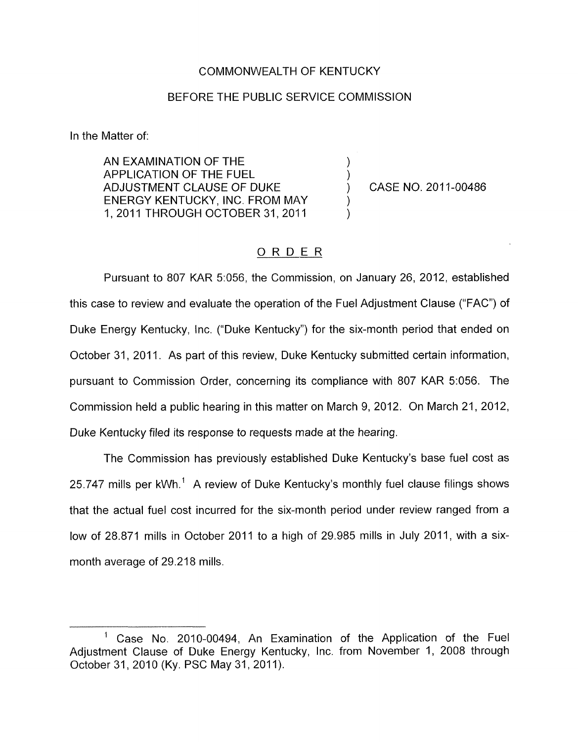COMMONWEALTH OF KENTUCKY

BEFORE THE PUBLIC SERVICE COMMISSION

In the Matter of:

| | | |
|---|---|---|
| AN EXAMINATION OF THE APPLICATION OF THE FUEL ADJUSTMENT CLAUSE OF DUKE ENERGY KENTUCKY, INC. FROM MAY 1, 2011 THROUGH OCTOBER 31, 2011 | ) | CASE NO. 2011-00486 |

## ORDER

Pursuant to 807 KAR 5:056, the Commission, on January 26, 2012, established this case to review and evaluate the operation of the Fuel Adjustment Clause ("FAC") of Duke Energy Kentucky, Inc. ("Duke Kentucky") for the six-month period that ended on October 31, 2011. As part of this review, Duke Kentucky submitted certain information, pursuant to Commission Order, concerning its compliance with 807 KAR 5:056. The Commission held a public hearing in this matter on March 9, 2012. On March 21, 2012, Duke Kentucky filed its response to requests made at the hearing.

The Commission has previously established Duke Kentucky's base fuel cost as 25.747 mills per kWh.[1] A review of Duke Kentucky's monthly fuel clause filings shows that the actual fuel cost incurred for the six-month period under review ranged from a low of 28.871 mills in October 2011 to a high of 29.985 mills in July 2011, with a six-month average of 29.218 mills.

---

[1] Case No. 2010-00494, An Examination of the Application of the Fuel Adjustment Clause of Duke Energy Kentucky, Inc. from November 1, 2008 through October 31, 2010 (Ky. PSC May 31, 2011).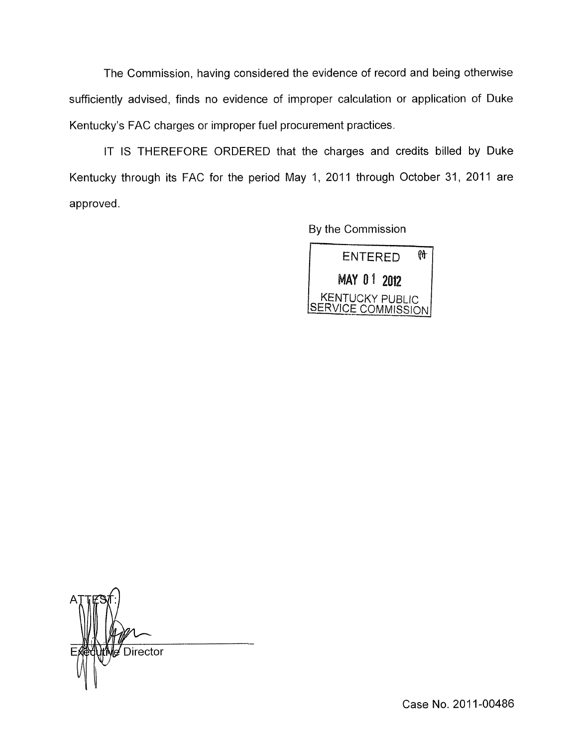The Commission, having considered the evidence of record and being otherwise sufficiently advised, finds no evidence of improper calculation or application of Duke Kentucky's FAC charges or improper fuel procurement practices.

IT IS THEREFORE ORDERED that the charges and credits billed by Duke Kentucky through its FAC for the period May 1, 2011 through October 31, 2011 are approved.

By the Commission

ENTERED
MAY 01 2012
KENTUCKY PUBLIC SERVICE COMMISSION

ATTEST:

Executive Director

Case No. 2011-00486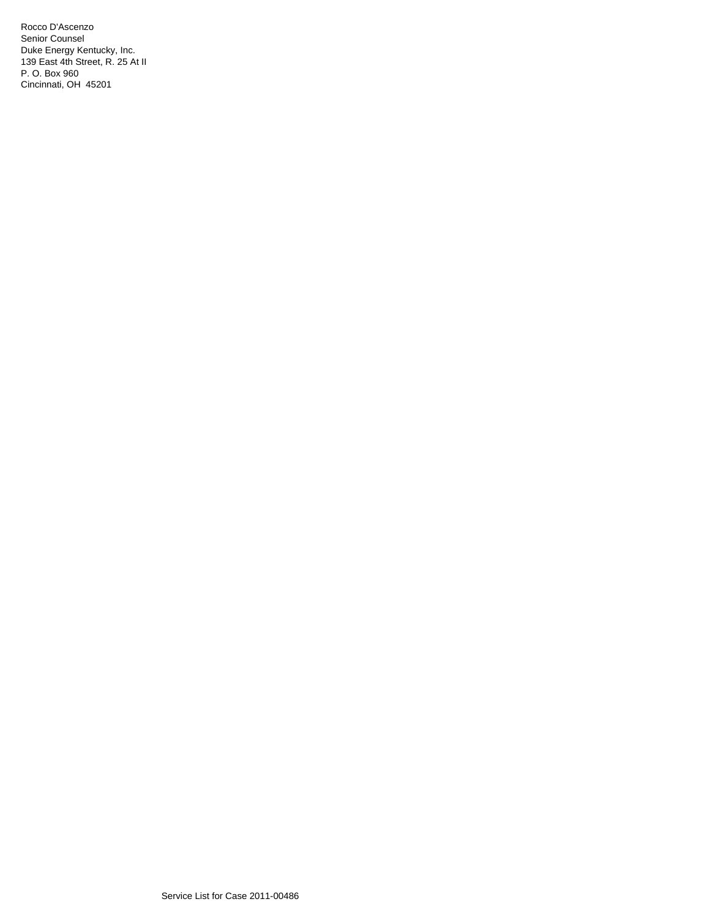Rocco D'Ascenzo
Senior Counsel
Duke Energy Kentucky, Inc.
139 East 4th Street, R. 25 At II
P. O. Box 960
Cincinnati, OH 45201